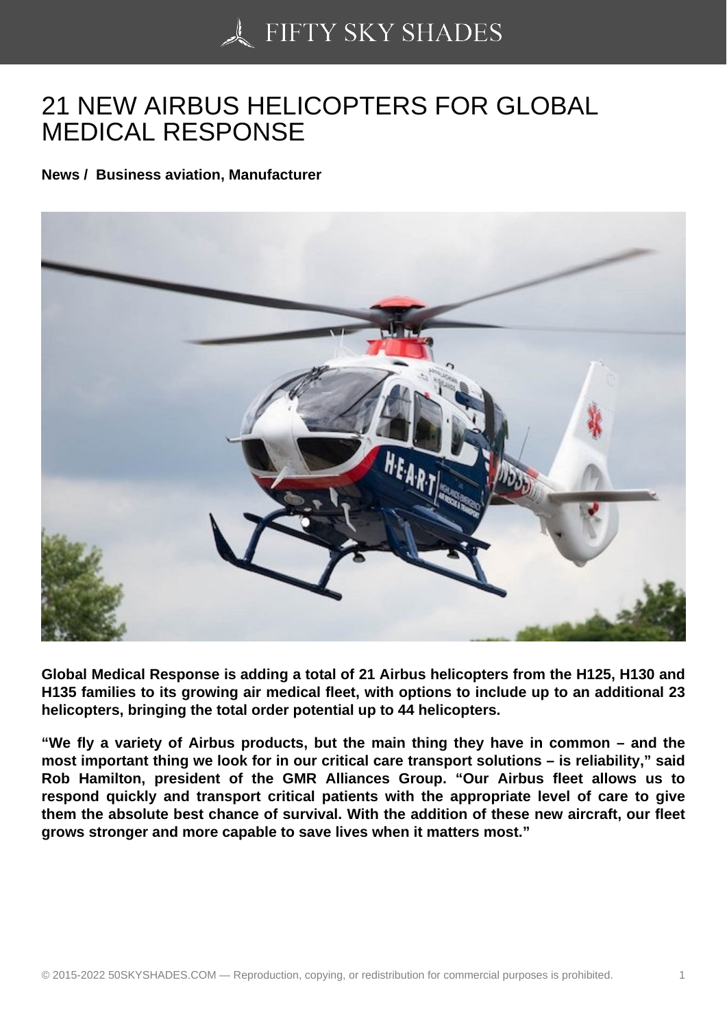# 21 NEW AIRBUS HELICOPTERS FOR GLOBAL MEDICAL RESPONSE

**News / Business aviation, Manufacturer**

**Global Medical Response is adding a total of 21 Airbus helicopters from the H125, H130 and H135 families to its growing air medical fleet, with options to include up to an additional 23 helicopters, bringing the total order potential up to 44 helicopters.**

**"We fly a variety of Airbus products, but the main thing they have in common – and the most important thing we look for in our critical care transport solutions – is reliability," said Rob Hamilton, president of the GMR Alliances Group. "Our Airbus fleet allows us to respond quickly and transport critical patients with the appropriate level of care to give them the absolute best chance of survival. With the addition of these new aircraft, our fleet grows stronger and more capable to save lives when it matters most."**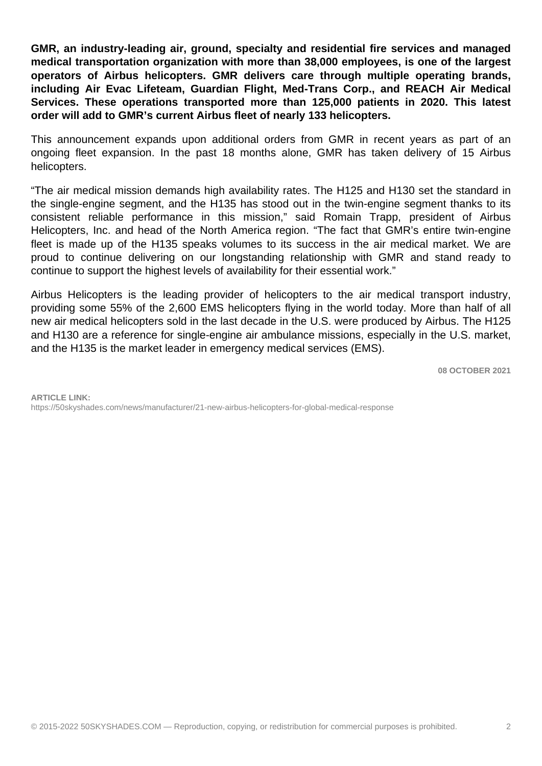**GMR, an industry-leading air, ground, specialty and residential fire services and managed medical transportation organization with more than 38,000 employees, is one of the largest operators of Airbus helicopters. GMR delivers care through multiple operating brands, including Air Evac Lifeteam, Guardian Flight, Med-Trans Corp., and REACH Air Medical Services. These operations transported more than 125,000 patients in 2020. This latest order will add to GMR's current Airbus fleet of nearly 133 helicopters.**

This announcement expands upon additional orders from GMR in recent years as part of an ongoing fleet expansion. In the past 18 months alone, GMR has taken delivery of 15 Airbus helicopters.

"The air medical mission demands high availability rates. The H125 and H130 set the standard in the single-engine segment, and the H135 has stood out in the twin-engine segment thanks to its consistent reliable performance in this mission," said Romain Trapp, president of Airbus Helicopters, Inc. and head of the North America region. "The fact that GMR's entire twin-engine fleet is made up of the H135 speaks volumes to its success in the air medical market. We are proud to continue delivering on our longstanding relationship with GMR and stand ready to continue to support the highest levels of availability for their essential work."

Airbus Helicopters is the leading provider of helicopters to the air medical transport industry, providing some 55% of the 2,600 EMS helicopters flying in the world today. More than half of all new air medical helicopters sold in the last decade in the U.S. were produced by Airbus. The H125 and H130 are a reference for single-engine air ambulance missions, especially in the U.S. market, and the H135 is the market leader in emergency medical services (EMS).

**08 OCTOBER 2021**

**ARTICLE LINK:**
https://50skyshades.com/news/manufacturer/21-new-airbus-helicopters-for-global-medical-response